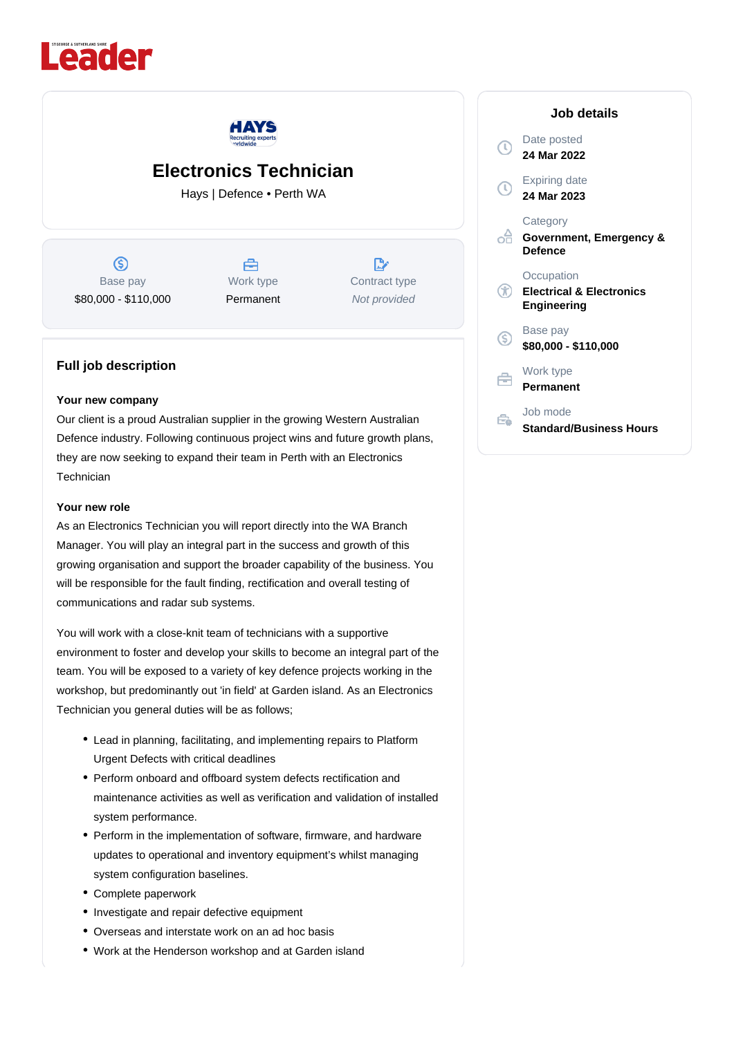# Electronics Technician

Hays | Defence • Perth WA

| Base pay | Work type | Contract type |
|---|---|---|
| $80,000 - $110,000 | Permanent | *Not provided* |

## Job details

Date posted
**24 Mar 2022**

Expiring date
**24 Mar 2023**

Category
**Government, Emergency & Defence**

Occupation
**Electrical & Electronics Engineering**

Base pay
**$80,000 - $110,000**

Work type
**Permanent**

Job mode
**Standard/Business Hours**

## Full job description

**Your new company**

Our client is a proud Australian supplier in the growing Western Australian Defence industry. Following continuous project wins and future growth plans, they are now seeking to expand their team in Perth with an Electronics Technician

**Your new role**

As an Electronics Technician you will report directly into the WA Branch Manager. You will play an integral part in the success and growth of this growing organisation and support the broader capability of the business. You will be responsible for the fault finding, rectification and overall testing of communications and radar sub systems.

You will work with a close-knit team of technicians with a supportive environment to foster and develop your skills to become an integral part of the team. You will be exposed to a variety of key defence projects working in the workshop, but predominantly out 'in field' at Garden island. As an Electronics Technician you general duties will be as follows;

- Lead in planning, facilitating, and implementing repairs to Platform Urgent Defects with critical deadlines
- Perform onboard and offboard system defects rectification and maintenance activities as well as verification and validation of installed system performance.
- Perform in the implementation of software, firmware, and hardware updates to operational and inventory equipment's whilst managing system configuration baselines.
- Complete paperwork
- Investigate and repair defective equipment
- Overseas and interstate work on an ad hoc basis
- Work at the Henderson workshop and at Garden island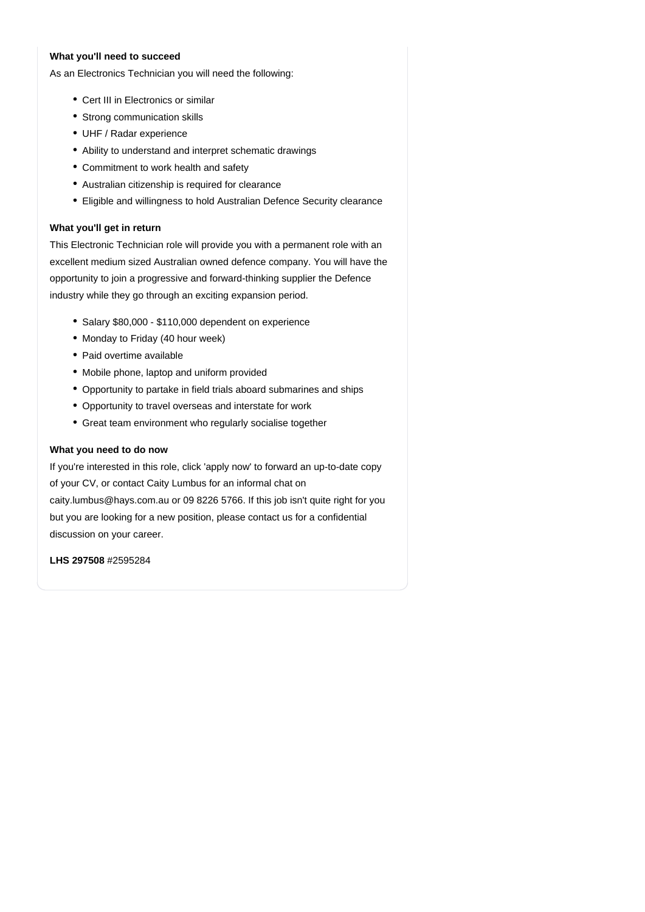**What you'll need to succeed**

As an Electronics Technician you will need the following:

- Cert III in Electronics or similar
- Strong communication skills
- UHF / Radar experience
- Ability to understand and interpret schematic drawings
- Commitment to work health and safety
- Australian citizenship is required for clearance
- Eligible and willingness to hold Australian Defence Security clearance

**What you'll get in return**

This Electronic Technician role will provide you with a permanent role with an excellent medium sized Australian owned defence company. You will have the opportunity to join a progressive and forward-thinking supplier the Defence industry while they go through an exciting expansion period.

- Salary $80,000 - $110,000 dependent on experience
- Monday to Friday (40 hour week)
- Paid overtime available
- Mobile phone, laptop and uniform provided
- Opportunity to partake in field trials aboard submarines and ships
- Opportunity to travel overseas and interstate for work
- Great team environment who regularly socialise together

**What you need to do now**

If you're interested in this role, click 'apply now' to forward an up-to-date copy of your CV, or contact Caity Lumbus for an informal chat on caity.lumbus@hays.com.au or 09 8226 5766. If this job isn't quite right for you but you are looking for a new position, please contact us for a confidential discussion on your career.

**LHS 297508** #2595284